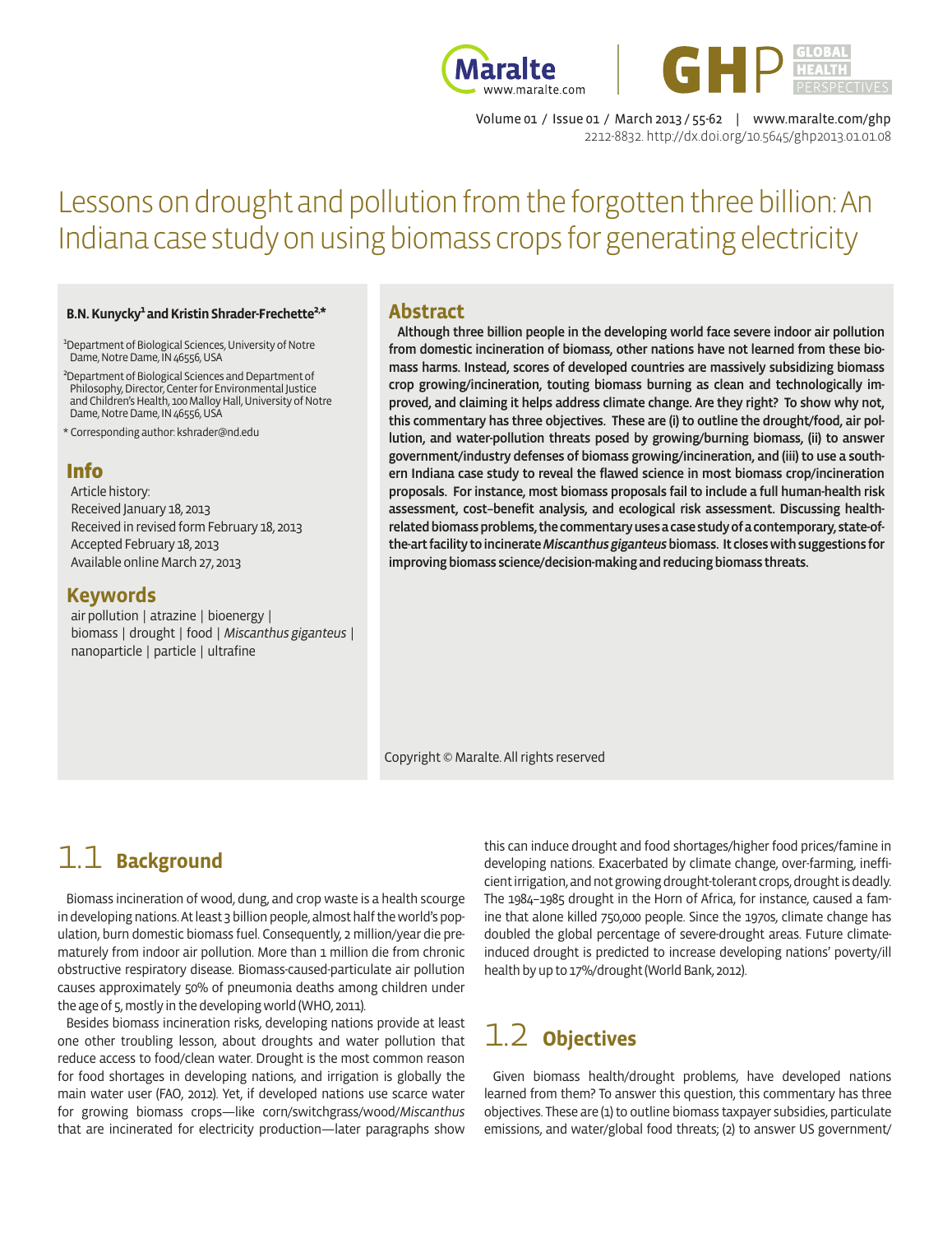# Lessons on drought and pollution from the forgotten three billion: An Indiana case study on using biomass crops for generating electricity

**B.N. Kunycky[1] and Kristin Shrader-Frechette[2,*]**

[1]Department of Biological Sciences, University of Notre Dame, Notre Dame, IN 46556, USA

[2]Department of Biological Sciences and Department of Philosophy, Director, Center for Environmental Justice and Children's Health, 100 Malloy Hall, University of Notre Dame, Notre Dame, IN 46556, USA

\* Corresponding author: kshrader@nd.edu

## Info

Article history:
Received January 18, 2013
Received in revised form February 18, 2013
Accepted February 18, 2013
Available online March 27, 2013

## Keywords

air pollution | atrazine | bioenergy | biomass | drought | food | *Miscanthus giganteus* | nanoparticle | particle | ultrafine

## Abstract

**Although three billion people in the developing world face severe indoor air pollution from domestic incineration of biomass, other nations have not learned from these biomass harms. Instead, scores of developed countries are massively subsidizing biomass crop growing/incineration, touting biomass burning as clean and technologically improved, and claiming it helps address climate change. Are they right? To show why not, this commentary has three objectives. These are (i) to outline the drought/food, air pollution, and water-pollution threats posed by growing/burning biomass, (ii) to answer government/industry defenses of biomass growing/incineration, and (iii) to use a southern Indiana case study to reveal the flawed science in most biomass crop/incineration proposals. For instance, most biomass proposals fail to include a full human-health risk assessment, cost–benefit analysis, and ecological risk assessment. Discussing health-related biomass problems, the commentary uses a case study of a contemporary, state-of-the-art facility to incinerate *Miscanthus giganteus* biomass. It closes with suggestions for improving biomass science/decision-making and reducing biomass threats.**

Copyright © Maralte. All rights reserved

## 1.1 Background

Biomass incineration of wood, dung, and crop waste is a health scourge in developing nations. At least 3 billion people, almost half the world's population, burn domestic biomass fuel. Consequently, 2 million/year die prematurely from indoor air pollution. More than 1 million die from chronic obstructive respiratory disease. Biomass-caused-particulate air pollution causes approximately 50% of pneumonia deaths among children under the age of 5, mostly in the developing world (WHO, 2011).

Besides biomass incineration risks, developing nations provide at least one other troubling lesson, about droughts and water pollution that reduce access to food/clean water. Drought is the most common reason for food shortages in developing nations, and irrigation is globally the main water user (FAO, 2012). Yet, if developed nations use scarce water for growing biomass crops—like corn/switchgrass/wood/*Miscanthus* that are incinerated for electricity production—later paragraphs show this can induce drought and food shortages/higher food prices/famine in developing nations. Exacerbated by climate change, over-farming, inefficient irrigation, and not growing drought-tolerant crops, drought is deadly. The 1984–1985 drought in the Horn of Africa, for instance, caused a famine that alone killed 750,000 people. Since the 1970s, climate change has doubled the global percentage of severe-drought areas. Future climate-induced drought is predicted to increase developing nations' poverty/ill health by up to 17%/drought (World Bank, 2012).

## 1.2 Objectives

Given biomass health/drought problems, have developed nations learned from them? To answer this question, this commentary has three objectives. These are (1) to outline biomass taxpayer subsidies, particulate emissions, and water/global food threats; (2) to answer US government/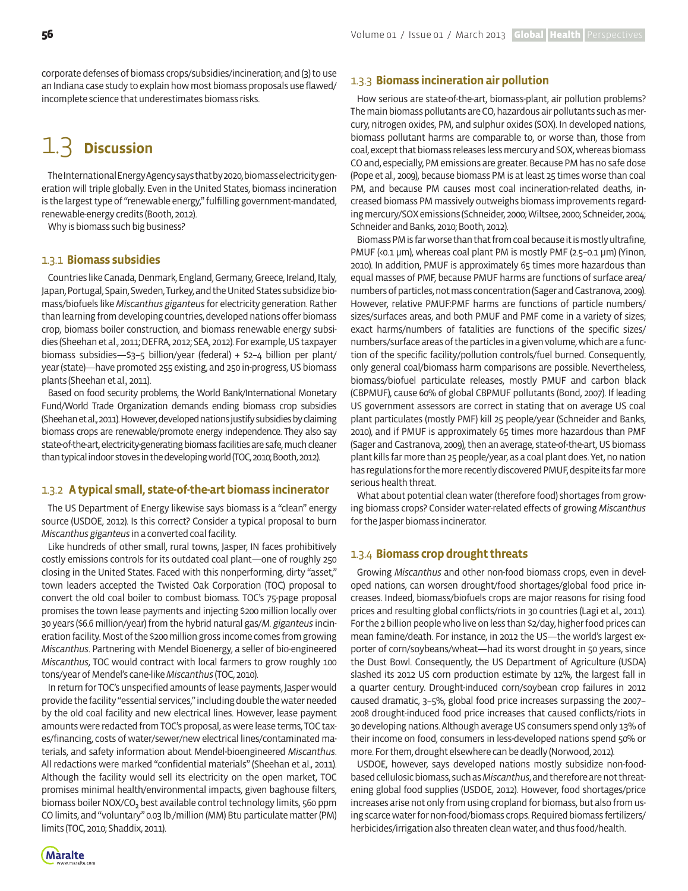corporate defenses of biomass crops/subsidies/incineration; and (3) to use an Indiana case study to explain how most biomass proposals use flawed/incomplete science that underestimates biomass risks.

# 1.3 Discussion

The International Energy Agency says that by 2020, biomass electricity generation will triple globally. Even in the United States, biomass incineration is the largest type of "renewable energy," fulfilling government-mandated, renewable-energy credits (Booth, 2012).

Why is biomass such big business?

## 1.3.1 Biomass subsidies

Countries like Canada, Denmark, England, Germany, Greece, Ireland, Italy, Japan, Portugal, Spain, Sweden, Turkey, and the United States subsidize biomass/biofuels like *Miscanthus giganteus* for electricity generation. Rather than learning from developing countries, developed nations offer biomass crop, biomass boiler construction, and biomass renewable energy subsidies (Sheehan et al., 2011; DEFRA, 2012; SEA, 2012). For example, US taxpayer biomass subsidies—$3–5 billion/year (federal) + $2–4 billion per plant/year (state)—have promoted 255 existing, and 250 in-progress, US biomass plants (Sheehan et al., 2011).

Based on food security problems, the World Bank/International Monetary Fund/World Trade Organization demands ending biomass crop subsidies (Sheehan et al., 2011). However, developed nations justify subsidies by claiming biomass crops are renewable/promote energy independence. They also say state-of-the-art, electricity-generating biomass facilities are safe, much cleaner than typical indoor stoves in the developing world (TOC, 2010; Booth, 2012).

## 1.3.2 A typical small, state-of-the-art biomass incinerator

The US Department of Energy likewise says biomass is a "clean" energy source (USDOE, 2012). Is this correct? Consider a typical proposal to burn *Miscanthus giganteus* in a converted coal facility.

Like hundreds of other small, rural towns, Jasper, IN faces prohibitively costly emissions controls for its outdated coal plant—one of roughly 250 closing in the United States. Faced with this nonperforming, dirty "asset," town leaders accepted the Twisted Oak Corporation (TOC) proposal to convert the old coal boiler to combust biomass. TOC's 75-page proposal promises the town lease payments and injecting $200 million locally over 30 years ($6.6 million/year) from the hybrid natural gas/*M. giganteus* incineration facility. Most of the $200 million gross income comes from growing *Miscanthus*. Partnering with Mendel Bioenergy, a seller of bio-engineered *Miscanthus*, TOC would contract with local farmers to grow roughly 100 tons/year of Mendel's cane-like *Miscanthus* (TOC, 2010).

In return for TOC's unspecified amounts of lease payments, Jasper would provide the facility "essential services," including double the water needed by the old coal facility and new electrical lines. However, lease payment amounts were redacted from TOC's proposal, as were lease terms, TOC taxes/financing, costs of water/sewer/new electrical lines/contaminated materials, and safety information about Mendel-bioengineered *Miscanthus*. All redactions were marked "confidential materials" (Sheehan et al., 2011). Although the facility would sell its electricity on the open market, TOC promises minimal health/environmental impacts, given baghouse filters, biomass boiler NOX/$CO_2$ best available control technology limits, 560 ppm CO limits, and "voluntary" 0.03 lb./million (MM) Btu particulate matter (PM) limits (TOC, 2010; Shaddix, 2011).

## 1.3.3 Biomass incineration air pollution

How serious are state-of-the-art, biomass-plant, air pollution problems? The main biomass pollutants are CO, hazardous air pollutants such as mercury, nitrogen oxides, PM, and sulphur oxides (SOX). In developed nations, biomass pollutant harms are comparable to, or worse than, those from coal, except that biomass releases less mercury and SOX, whereas biomass CO and, especially, PM emissions are greater. Because PM has no safe dose (Pope et al., 2009), because biomass PM is at least 25 times worse than coal PM, and because PM causes most coal incineration-related deaths, increased biomass PM massively outweighs biomass improvements regarding mercury/SOX emissions (Schneider, 2000; Wiltsee, 2000; Schneider, 2004; Schneider and Banks, 2010; Booth, 2012).

Biomass PM is far worse than that from coal because it is mostly ultrafine, PMUF (<0.1 µm), whereas coal plant PM is mostly PMF (2.5–0.1 µm) (Yinon, 2010). In addition, PMUF is approximately 65 times more hazardous than equal masses of PMF, because PMUF harms are functions of surface area/numbers of particles, not mass concentration (Sager and Castranova, 2009). However, relative PMUF:PMF harms are functions of particle numbers/sizes/surfaces areas, and both PMUF and PMF come in a variety of sizes; exact harms/numbers of fatalities are functions of the specific sizes/numbers/surface areas of the particles in a given volume, which are a function of the specific facility/pollution controls/fuel burned. Consequently, only general coal/biomass harm comparisons are possible. Nevertheless, biomass/biofuel particulate releases, mostly PMUF and carbon black (CBPMUF), cause 60% of global CBPMUF pollutants (Bond, 2007). If leading US government assessors are correct in stating that on average US coal plant particulates (mostly PMF) kill 25 people/year (Schneider and Banks, 2010), and if PMUF is approximately 65 times more hazardous than PMF (Sager and Castranova, 2009), then an average, state-of-the-art, US biomass plant kills far more than 25 people/year, as a coal plant does. Yet, no nation has regulations for the more recently discovered PMUF, despite its far more serious health threat.

What about potential clean water (therefore food) shortages from growing biomass crops? Consider water-related effects of growing *Miscanthus* for the Jasper biomass incinerator.

## 1.3.4 Biomass crop drought threats

Growing *Miscanthus* and other non-food biomass crops, even in developed nations, can worsen drought/food shortages/global food price increases. Indeed, biomass/biofuels crops are major reasons for rising food prices and resulting global conflicts/riots in 30 countries (Lagi et al., 2011). For the 2 billion people who live on less than $2/day, higher food prices can mean famine/death. For instance, in 2012 the US—the world's largest exporter of corn/soybeans/wheat—had its worst drought in 50 years, since the Dust Bowl. Consequently, the US Department of Agriculture (USDA) slashed its 2012 US corn production estimate by 12%, the largest fall in a quarter century. Drought-induced corn/soybean crop failures in 2012 caused dramatic, 3–5%, global food price increases surpassing the 2007–2008 drought-induced food price increases that caused conflicts/riots in 30 developing nations. Although average US consumers spend only 13% of their income on food, consumers in less-developed nations spend 50% or more. For them, drought elsewhere can be deadly (Norwood, 2012).

USDOE, however, says developed nations mostly subsidize non-food-based cellulosic biomass, such as *Miscanthus*, and therefore are not threatening global food supplies (USDOE, 2012). However, food shortages/price increases arise not only from using cropland for biomass, but also from using scarce water for non-food/biomass crops. Required biomass fertilizers/herbicides/irrigation also threaten clean water, and thus food/health.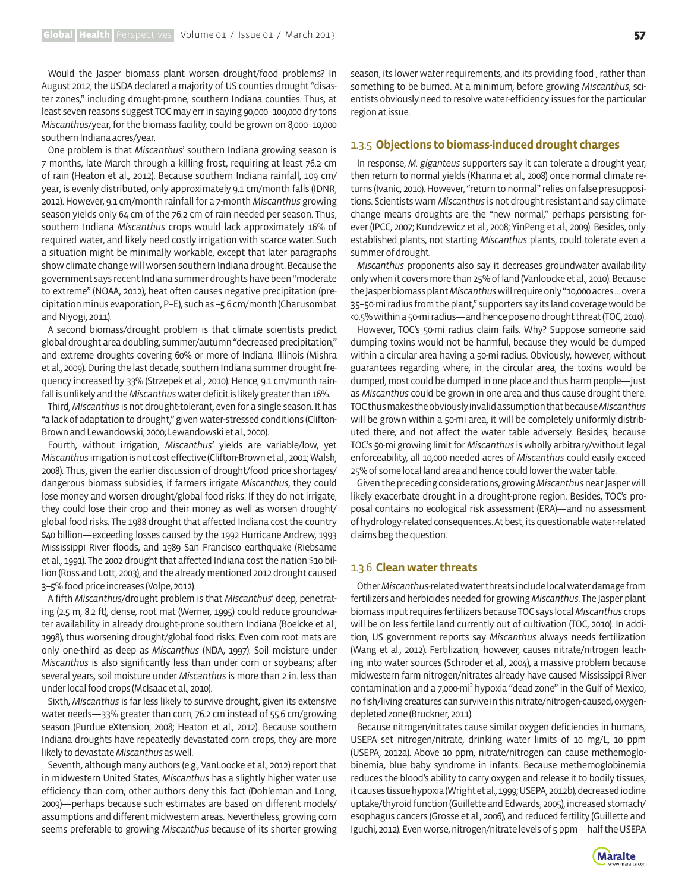Would the Jasper biomass plant worsen drought/food problems? In August 2012, the USDA declared a majority of US counties drought "disaster zones," including drought-prone, southern Indiana counties. Thus, at least seven reasons suggest TOC may err in saying 90,000–100,000 dry tons *Miscanthus*/year, for the biomass facility, could be grown on 8,000–10,000 southern Indiana acres/year.

One problem is that *Miscanthus*' southern Indiana growing season is 7 months, late March through a killing frost, requiring at least 76.2 cm of rain (Heaton et al., 2012). Because southern Indiana rainfall, 109 cm/year, is evenly distributed, only approximately 9.1 cm/month falls (IDNR, 2012). However, 9.1 cm/month rainfall for a 7-month *Miscanthus* growing season yields only 64 cm of the 76.2 cm of rain needed per season. Thus, southern Indiana *Miscanthus* crops would lack approximately 16% of required water, and likely need costly irrigation with scarce water. Such a situation might be minimally workable, except that later paragraphs show climate change will worsen southern Indiana drought. Because the government says recent Indiana summer droughts have been "moderate to extreme" (NOAA, 2012), heat often causes negative precipitation (precipitation minus evaporation, P–E), such as –5.6 cm/month (Charusombat and Niyogi, 2011).

A second biomass/drought problem is that climate scientists predict global drought area doubling, summer/autumn "decreased precipitation," and extreme droughts covering 60% or more of Indiana–Illinois (Mishra et al., 2009). During the last decade, southern Indiana summer drought frequency increased by 33% (Strzepek et al., 2010). Hence, 9.1 cm/month rainfall is unlikely and the *Miscanthus* water deficit is likely greater than 16%.

Third, *Miscanthus* is not drought-tolerant, even for a single season. It has "a lack of adaptation to drought," given water-stressed conditions (Clifton-Brown and Lewandowski, 2000; Lewandowski et al., 2000).

Fourth, without irrigation, *Miscanthus*' yields are variable/low, yet *Miscanthus* irrigation is not cost effective (Clifton-Brown et al., 2001; Walsh, 2008). Thus, given the earlier discussion of drought/food price shortages/dangerous biomass subsidies, if farmers irrigate *Miscanthus*, they could lose money and worsen drought/global food risks. If they do not irrigate, they could lose their crop and their money as well as worsen drought/global food risks. The 1988 drought that affected Indiana cost the country $40 billion—exceeding losses caused by the 1992 Hurricane Andrew, 1993 Mississippi River floods, and 1989 San Francisco earthquake (Riebsame et al., 1991). The 2002 drought that affected Indiana cost the nation $10 billion (Ross and Lott, 2003), and the already mentioned 2012 drought caused 3–5% food price increases (Volpe, 2012).

A fifth *Miscanthus*/drought problem is that *Miscanthus*' deep, penetrating (2.5 m, 8.2 ft), dense, root mat (Werner, 1995) could reduce groundwater availability in already drought-prone southern Indiana (Boelcke et al., 1998), thus worsening drought/global food risks. Even corn root mats are only one-third as deep as *Miscanthus* (NDA, 1997). Soil moisture under *Miscanthus* is also significantly less than under corn or soybeans; after several years, soil moisture under *Miscanthus* is more than 2 in. less than under local food crops (McIsaac et al., 2010).

Sixth, *Miscanthus* is far less likely to survive drought, given its extensive water needs—33% greater than corn, 76.2 cm instead of 55.6 cm/growing season (Purdue eXtension, 2008; Heaton et al., 2012). Because southern Indiana droughts have repeatedly devastated corn crops, they are more likely to devastate *Miscanthus* as well.

Seventh, although many authors (e.g., VanLoocke et al., 2012) report that in midwestern United States, *Miscanthus* has a slightly higher water use efficiency than corn, other authors deny this fact (Dohleman and Long, 2009)—perhaps because such estimates are based on different models/assumptions and different midwestern areas. Nevertheless, growing corn seems preferable to growing *Miscanthus* because of its shorter growing season, its lower water requirements, and its providing food , rather than something to be burned. At a minimum, before growing *Miscanthus*, scientists obviously need to resolve water-efficiency issues for the particular region at issue.

### 1.3.5 Objections to biomass-induced drought charges

In response, *M. giganteus* supporters say it can tolerate a drought year, then return to normal yields (Khanna et al., 2008) once normal climate returns (Ivanic, 2010). However, "return to normal" relies on false presuppositions. Scientists warn *Miscanthus* is not drought resistant and say climate change means droughts are the "new normal," perhaps persisting forever (IPCC, 2007; Kundzewicz et al., 2008; YinPeng et al., 2009). Besides, only established plants, not starting *Miscanthus* plants, could tolerate even a summer of drought.

*Miscanthus* proponents also say it decreases groundwater availability only when it covers more than 25% of land (Vanloocke et al., 2010). Because the Jasper biomass plant *Miscanthus* will require only "10,000 acres ... over a 35–50-mi radius from the plant," supporters say its land coverage would be <0.5% within a 50-mi radius—and hence pose no drought threat (TOC, 2010).

However, TOC's 50-mi radius claim fails. Why? Suppose someone said dumping toxins would not be harmful, because they would be dumped within a circular area having a 50-mi radius. Obviously, however, without guarantees regarding where, in the circular area, the toxins would be dumped, most could be dumped in one place and thus harm people—just as *Miscanthus* could be grown in one area and thus cause drought there. TOC thus makes the obviously invalid assumption that because *Miscanthus* will be grown within a 50-mi area, it will be completely uniformly distributed there, and not affect the water table adversely. Besides, because TOC's 50-mi growing limit for *Miscanthus* is wholly arbitrary/without legal enforceability, all 10,000 needed acres of *Miscanthus* could easily exceed 25% of some local land area and hence could lower the water table.

Given the preceding considerations, growing *Miscanthus* near Jasper will likely exacerbate drought in a drought-prone region. Besides, TOC's proposal contains no ecological risk assessment (ERA)—and no assessment of hydrology-related consequences. At best, its questionable water-related claims beg the question.

### 1.3.6 Clean water threats

Other *Miscanthus*-related water threats include local water damage from fertilizers and herbicides needed for growing *Miscanthus*. The Jasper plant biomass input requires fertilizers because TOC says local *Miscanthus* crops will be on less fertile land currently out of cultivation (TOC, 2010). In addition, US government reports say *Miscanthus* always needs fertilization (Wang et al., 2012). Fertilization, however, causes nitrate/nitrogen leaching into water sources (Schroder et al., 2004), a massive problem because midwestern farm nitrogen/nitrates already have caused Mississippi River contamination and a 7,000-mi² hypoxia "dead zone" in the Gulf of Mexico; no fish/living creatures can survive in this nitrate/nitrogen-caused, oxygen-depleted zone (Bruckner, 2011).

Because nitrogen/nitrates cause similar oxygen deficiencies in humans, USEPA set nitrogen/nitrate, drinking water limits of 10 mg/L, 10 ppm (USEPA, 2012a). Above 10 ppm, nitrate/nitrogen can cause methemoglobinemia, blue baby syndrome in infants. Because methemoglobinemia reduces the blood's ability to carry oxygen and release it to bodily tissues, it causes tissue hypoxia (Wright et al., 1999; USEPA, 2012b), decreased iodine uptake/thyroid function (Guillette and Edwards, 2005), increased stomach/esophagus cancers (Grosse et al., 2006), and reduced fertility (Guillette and Iguchi, 2012). Even worse, nitrogen/nitrate levels of 5 ppm—half the USEPA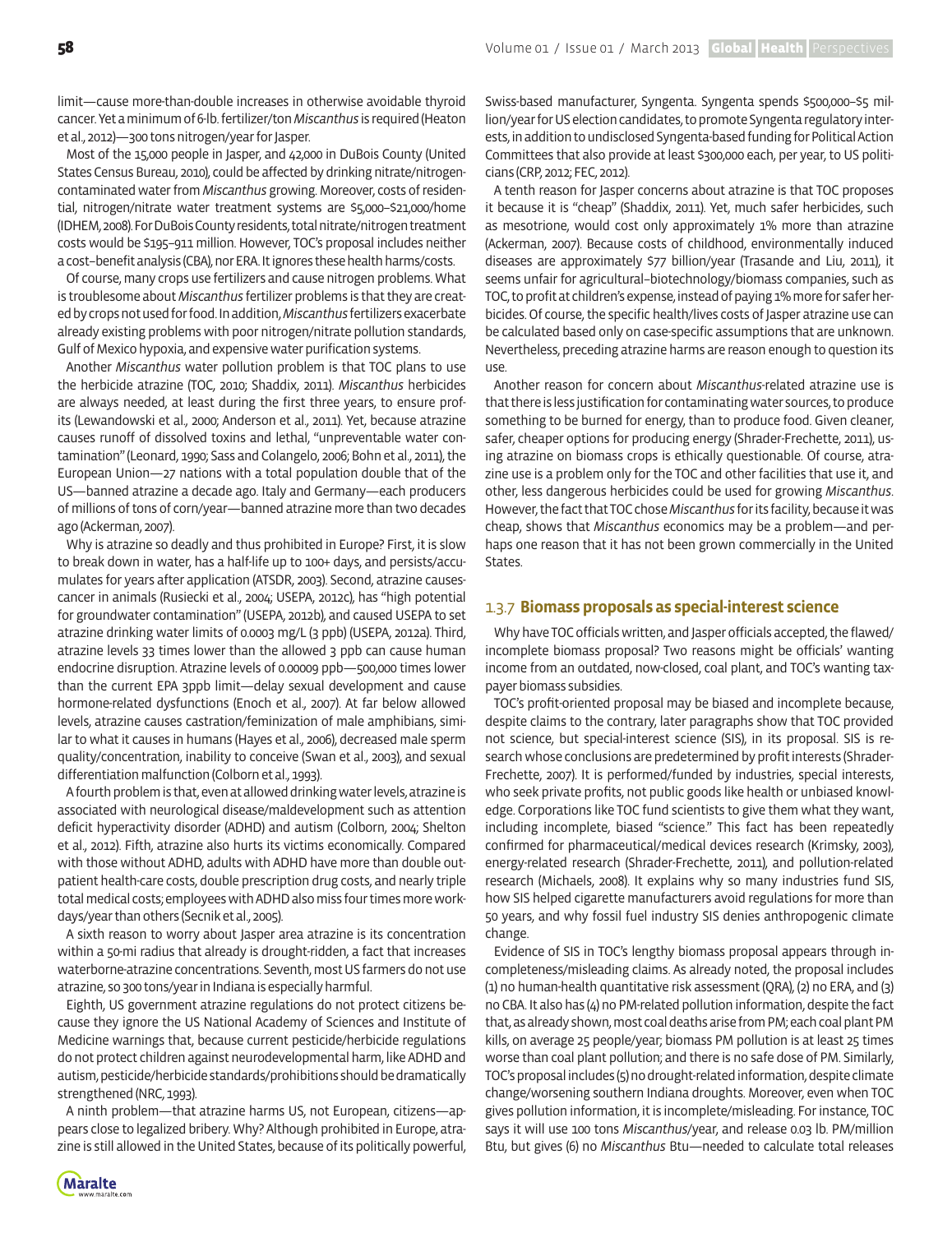limit—cause more-than-double increases in otherwise avoidable thyroid cancer. Yet a minimum of 6-lb. fertilizer/ton *Miscanthus* is required (Heaton et al., 2012)—300 tons nitrogen/year for Jasper.

Most of the 15,000 people in Jasper, and 42,000 in DuBois County (United States Census Bureau, 2010), could be affected by drinking nitrate/nitrogen-contaminated water from *Miscanthus* growing. Moreover, costs of residential, nitrogen/nitrate water treatment systems are \$5,000–\$21,000/home (IDHEM, 2008). For DuBois County residents, total nitrate/nitrogen treatment costs would be \$195–911 million. However, TOC's proposal includes neither a cost–benefit analysis (CBA), nor ERA. It ignores these health harms/costs.

Of course, many crops use fertilizers and cause nitrogen problems. What is troublesome about *Miscanthus* fertilizer problems is that they are created by crops not used for food. In addition, *Miscanthus* fertilizers exacerbate already existing problems with poor nitrogen/nitrate pollution standards, Gulf of Mexico hypoxia, and expensive water purification systems.

Another *Miscanthus* water pollution problem is that TOC plans to use the herbicide atrazine (TOC, 2010; Shaddix, 2011). *Miscanthus* herbicides are always needed, at least during the first three years, to ensure profits (Lewandowski et al., 2000; Anderson et al., 2011). Yet, because atrazine causes runoff of dissolved toxins and lethal, "unpreventable water contamination" (Leonard, 1990; Sass and Colangelo, 2006; Bohn et al., 2011), the European Union—27 nations with a total population double that of the US—banned atrazine a decade ago. Italy and Germany—each producers of millions of tons of corn/year—banned atrazine more than two decades ago (Ackerman, 2007).

Why is atrazine so deadly and thus prohibited in Europe? First, it is slow to break down in water, has a half-life up to 100+ days, and persists/accumulates for years after application (ATSDR, 2003). Second, atrazine causes cancer in animals (Rusiecki et al., 2004; USEPA, 2012c), has "high potential for groundwater contamination" (USEPA, 2012b), and caused USEPA to set atrazine drinking water limits of 0.0003 mg/L (3 ppb) (USEPA, 2012a). Third, atrazine levels 33 times lower than the allowed 3 ppb can cause human endocrine disruption. Atrazine levels of 0.00009 ppb—500,000 times lower than the current EPA 3ppb limit—delay sexual development and cause hormone-related dysfunctions (Enoch et al., 2007). At far below allowed levels, atrazine causes castration/feminization of male amphibians, similar to what it causes in humans (Hayes et al., 2006), decreased male sperm quality/concentration, inability to conceive (Swan et al., 2003), and sexual differentiation malfunction (Colborn et al., 1993).

A fourth problem is that, even at allowed drinking water levels, atrazine is associated with neurological disease/maldevelopment such as attention deficit hyperactivity disorder (ADHD) and autism (Colborn, 2004; Shelton et al., 2012). Fifth, atrazine also hurts its victims economically. Compared with those without ADHD, adults with ADHD have more than double outpatient health-care costs, double prescription drug costs, and nearly triple total medical costs; employees with ADHD also miss four times more workdays/year than others (Secnik et al., 2005).

A sixth reason to worry about Jasper area atrazine is its concentration within a 50-mi radius that already is drought-ridden, a fact that increases waterborne-atrazine concentrations. Seventh, most US farmers do not use atrazine, so 300 tons/year in Indiana is especially harmful.

Eighth, US government atrazine regulations do not protect citizens because they ignore the US National Academy of Sciences and Institute of Medicine warnings that, because current pesticide/herbicide regulations do not protect children against neurodevelopmental harm, like ADHD and autism, pesticide/herbicide standards/prohibitions should be dramatically strengthened (NRC, 1993).

A ninth problem—that atrazine harms US, not European, citizens—appears close to legalized bribery. Why? Although prohibited in Europe, atrazine is still allowed in the United States, because of its politically powerful, Swiss-based manufacturer, Syngenta. Syngenta spends \$500,000–\$5 million/year for US election candidates, to promote Syngenta regulatory interests, in addition to undisclosed Syngenta-based funding for Political Action Committees that also provide at least \$300,000 each, per year, to US politicians (CRP, 2012; FEC, 2012).

A tenth reason for Jasper concerns about atrazine is that TOC proposes it because it is "cheap" (Shaddix, 2011). Yet, much safer herbicides, such as mesotrione, would cost only approximately 1% more than atrazine (Ackerman, 2007). Because costs of childhood, environmentally induced diseases are approximately \$77 billion/year (Trasande and Liu, 2011), it seems unfair for agricultural–biotechnology/biomass companies, such as TOC, to profit at children's expense, instead of paying 1% more for safer herbicides. Of course, the specific health/lives costs of Jasper atrazine use can be calculated based only on case-specific assumptions that are unknown. Nevertheless, preceding atrazine harms are reason enough to question its use.

Another reason for concern about *Miscanthus*-related atrazine use is that there is less justification for contaminating water sources, to produce something to be burned for energy, than to produce food. Given cleaner, safer, cheaper options for producing energy (Shrader-Frechette, 2011), using atrazine on biomass crops is ethically questionable. Of course, atrazine use is a problem only for the TOC and other facilities that use it, and other, less dangerous herbicides could be used for growing *Miscanthus*. However, the fact that TOC chose *Miscanthus* for its facility, because it was cheap, shows that *Miscanthus* economics may be a problem—and perhaps one reason that it has not been grown commercially in the United States.

### 1.3.7 Biomass proposals as special-interest science

Why have TOC officials written, and Jasper officials accepted, the flawed/incomplete biomass proposal? Two reasons might be officials' wanting income from an outdated, now-closed, coal plant, and TOC's wanting taxpayer biomass subsidies.

TOC's profit-oriented proposal may be biased and incomplete because, despite claims to the contrary, later paragraphs show that TOC provided not science, but special-interest science (SIS), in its proposal. SIS is research whose conclusions are predetermined by profit interests (Shrader-Frechette, 2007). It is performed/funded by industries, special interests, who seek private profits, not public goods like health or unbiased knowledge. Corporations like TOC fund scientists to give them what they want, including incomplete, biased "science." This fact has been repeatedly confirmed for pharmaceutical/medical devices research (Krimsky, 2003), energy-related research (Shrader-Frechette, 2011), and pollution-related research (Michaels, 2008). It explains why so many industries fund SIS, how SIS helped cigarette manufacturers avoid regulations for more than 50 years, and why fossil fuel industry SIS denies anthropogenic climate change.

Evidence of SIS in TOC's lengthy biomass proposal appears through incompleteness/misleading claims. As already noted, the proposal includes (1) no human-health quantitative risk assessment (QRA), (2) no ERA, and (3) no CBA. It also has (4) no PM-related pollution information, despite the fact that, as already shown, most coal deaths arise from PM; each coal plant PM kills, on average 25 people/year; biomass PM pollution is at least 25 times worse than coal plant pollution; and there is no safe dose of PM. Similarly, TOC's proposal includes (5) no drought-related information, despite climate change/worsening southern Indiana droughts. Moreover, even when TOC gives pollution information, it is incomplete/misleading. For instance, TOC says it will use 100 tons *Miscanthus*/year, and release 0.03 lb. PM/million Btu, but gives (6) no *Miscanthus* Btu—needed to calculate total releases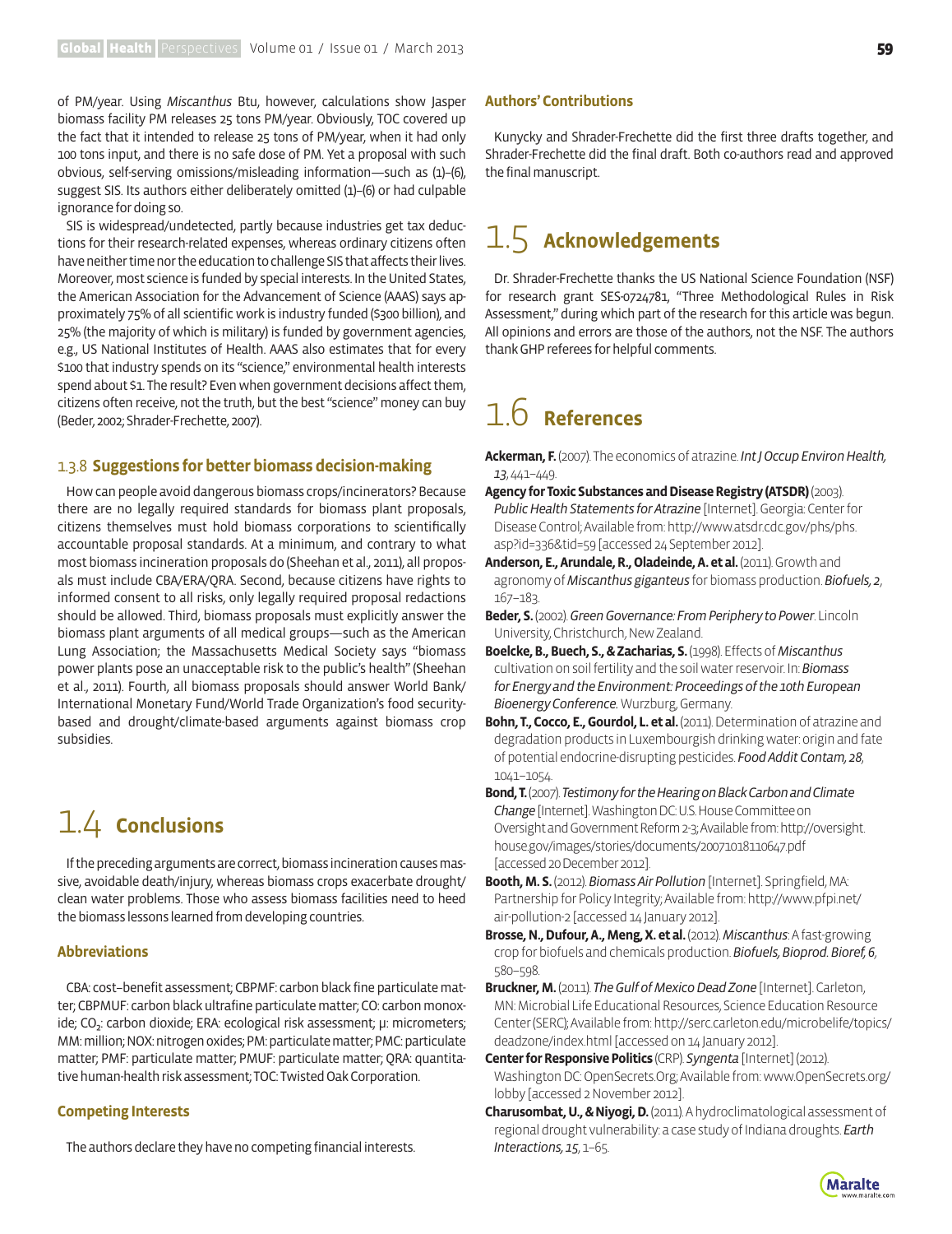of PM/year. Using *Miscanthus* Btu, however, calculations show Jasper biomass facility PM releases 25 tons PM/year. Obviously, TOC covered up the fact that it intended to release 25 tons of PM/year, when it had only 100 tons input, and there is no safe dose of PM. Yet a proposal with such obvious, self-serving omissions/misleading information—such as (1)–(6), suggest SIS. Its authors either deliberately omitted (1)–(6) or had culpable ignorance for doing so.

SIS is widespread/undetected, partly because industries get tax deductions for their research-related expenses, whereas ordinary citizens often have neither time nor the education to challenge SIS that affects their lives. Moreover, most science is funded by special interests. In the United States, the American Association for the Advancement of Science (AAAS) says approximately 75% of all scientific work is industry funded ($300 billion), and 25% (the majority of which is military) is funded by government agencies, e.g., US National Institutes of Health. AAAS also estimates that for every $100 that industry spends on its "science," environmental health interests spend about $1. The result? Even when government decisions affect them, citizens often receive, not the truth, but the best "science" money can buy (Beder, 2002; Shrader-Frechette, 2007).

### 1.3.8 Suggestions for better biomass decision-making

How can people avoid dangerous biomass crops/incinerators? Because there are no legally required standards for biomass plant proposals, citizens themselves must hold biomass corporations to scientifically accountable proposal standards. At a minimum, and contrary to what most biomass incineration proposals do (Sheehan et al., 2011), all proposals must include CBA/ERA/QRA. Second, because citizens have rights to informed consent to all risks, only legally required proposal redactions should be allowed. Third, biomass proposals must explicitly answer the biomass plant arguments of all medical groups—such as the American Lung Association; the Massachusetts Medical Society says "biomass power plants pose an unacceptable risk to the public's health" (Sheehan et al., 2011). Fourth, all biomass proposals should answer World Bank/International Monetary Fund/World Trade Organization's food security-based and drought/climate-based arguments against biomass crop subsidies.

## 1.4 Conclusions

If the preceding arguments are correct, biomass incineration causes massive, avoidable death/injury, whereas biomass crops exacerbate drought/clean water problems. Those who assess biomass facilities need to heed the biomass lessons learned from developing countries.

### Abbreviations

CBA: cost–benefit assessment; CBPMF: carbon black fine particulate matter; CBPMUF: carbon black ultrafine particulate matter; CO: carbon monoxide; $CO_2$: carbon dioxide; ERA: ecological risk assessment; µ: micrometers; MM: million; NOX: nitrogen oxides; PM: particulate matter; PMC: particulate matter; PMF: particulate matter; PMUF: particulate matter; QRA: quantitative human-health risk assessment; TOC: Twisted Oak Corporation.

### Competing Interests

The authors declare they have no competing financial interests.

### Authors' Contributions

Kunycky and Shrader-Frechette did the first three drafts together, and Shrader-Frechette did the final draft. Both co-authors read and approved the final manuscript.

## 1.5 Acknowledgements

Dr. Shrader-Frechette thanks the US National Science Foundation (NSF) for research grant SES-0724781, "Three Methodological Rules in Risk Assessment," during which part of the research for this article was begun. All opinions and errors are those of the authors, not the NSF. The authors thank GHP referees for helpful comments.

## 1.6 References

**Ackerman, F.** (2007). The economics of atrazine. *Int J Occup Environ Health, 13*, 441–449.

**Agency for Toxic Substances and Disease Registry (ATSDR)** (2003). *Public Health Statements for Atrazine* [Internet]. Georgia: Center for Disease Control; Available from: http://www.atsdr.cdc.gov/phs/phs.asp?id=336&tid=59 [accessed 24 September 2012].

**Anderson, E., Arundale, R., Oladeinde, A. et al.** (2011). Growth and agronomy of *Miscanthus giganteus* for biomass production. *Biofuels, 2*, 167–183.

**Beder, S.** (2002). *Green Governance: From Periphery to Power*. Lincoln University, Christchurch, New Zealand.

**Boelcke, B., Buech, S., & Zacharias, S.** (1998). Effects of *Miscanthus* cultivation on soil fertility and the soil water reservoir. In: *Biomass for Energy and the Environment: Proceedings of the 10th European Bioenergy Conference*. Wurzburg, Germany.

**Bohn, T., Cocco, E., Gourdol, L. et al.** (2011). Determination of atrazine and degradation products in Luxembourgish drinking water: origin and fate of potential endocrine-disrupting pesticides. *Food Addit Contam, 28*, 1041–1054.

**Bond, T.** (2007). *Testimony for the Hearing on Black Carbon and Climate Change* [Internet]. Washington DC: U.S. House Committee on Oversight and Government Reform 2-3; Available from: http://oversight.house.gov/images/stories/documents/20071018110647.pdf [accessed 20 December 2012].

**Booth, M. S.** (2012). *Biomass Air Pollution* [Internet]. Springfield, MA: Partnership for Policy Integrity; Available from: http://www.pfpi.net/air-pollution-2 [accessed 14 January 2012].

**Brosse, N., Dufour, A., Meng, X. et al.** (2012). *Miscanthus*: A fast-growing crop for biofuels and chemicals production. *Biofuels, Bioprod. Bioref, 6*, 580–598.

**Bruckner, M.** (2011). *The Gulf of Mexico Dead Zone* [Internet]. Carleton, MN: Microbial Life Educational Resources, Science Education Resource Center (SERC); Available from: http://serc.carleton.edu/microbelife/topics/deadzone/index.html [accessed on 14 January 2012].

**Center for Responsive Politics** (CRP). *Syngenta* [Internet] (2012). Washington DC: OpenSecrets.Org; Available from: www.OpenSecrets.org/lobby [accessed 2 November 2012].

**Charusombat, U., & Niyogi, D.** (2011). A hydroclimatological assessment of regional drought vulnerability: a case study of Indiana droughts. *Earth Interactions, 15*, 1–65.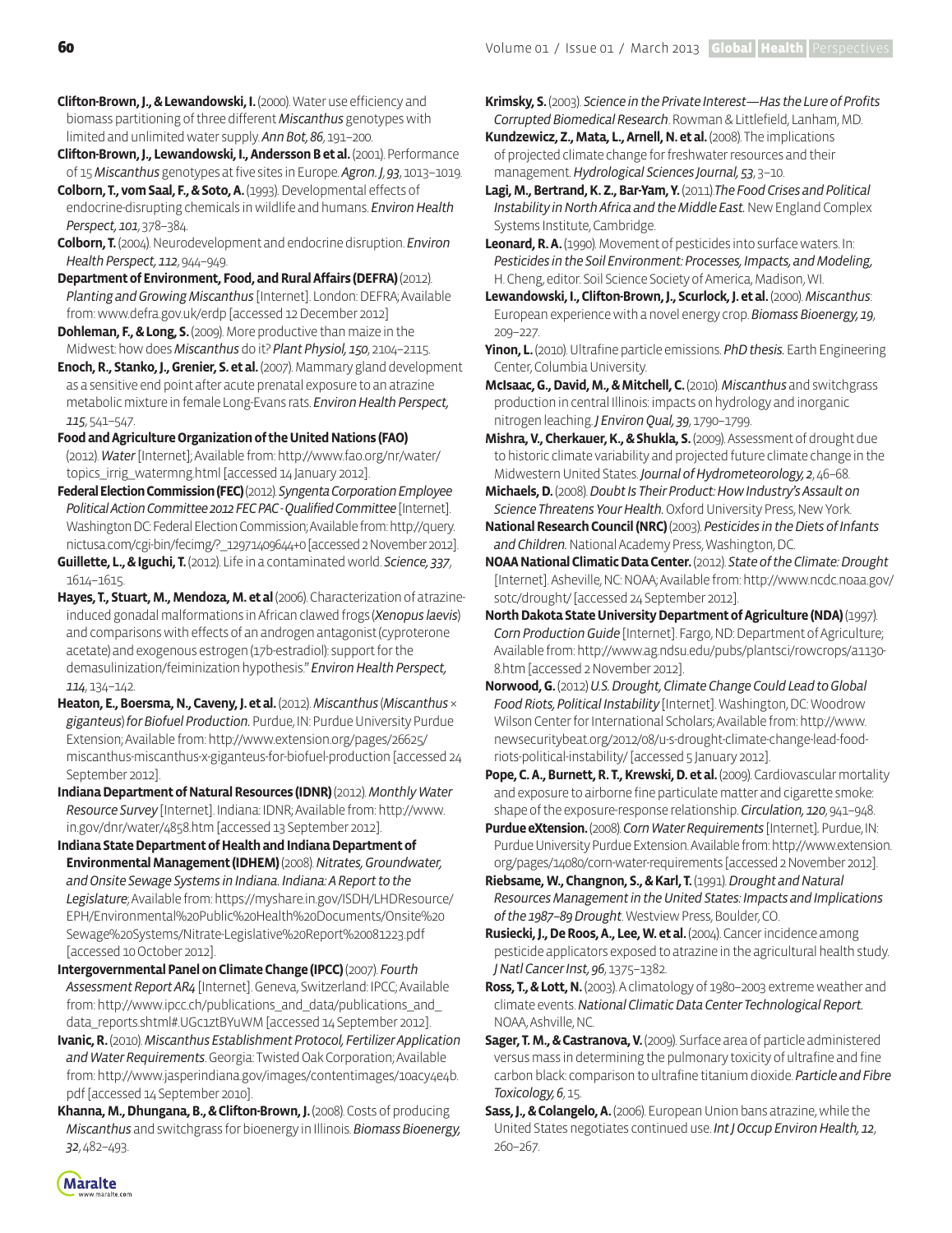**Clifton-Brown, J., & Lewandowski, I.** (2000). Water use efficiency and biomass partitioning of three different *Miscanthus* genotypes with limited and unlimited water supply. *Ann Bot, 86*, 191–200.

**Clifton-Brown, J., Lewandowski, I., Andersson B et al.** (2001). Performance of 15 *Miscanthus* genotypes at five sites in Europe. *Agron. J, 93*, 1013–1019.

**Colborn, T., vom Saal, F., & Soto, A.** (1993). Developmental effects of endocrine-disrupting chemicals in wildlife and humans. *Environ Health Perspect, 101*, 378–384.

**Colborn, T.** (2004). Neurodevelopment and endocrine disruption. *Environ Health Perspect, 112*, 944–949.

**Department of Environment, Food, and Rural Affairs (DEFRA)** (2012). *Planting and Growing Miscanthus* [Internet]. London: DEFRA; Available from: www.defra.gov.uk/erdp [accessed 12 December 2012]

**Dohleman, F., & Long, S.** (2009). More productive than maize in the Midwest: how does *Miscanthus* do it? *Plant Physiol, 150*, 2104–2115.

**Enoch, R., Stanko, J., Grenier, S. et al.** (2007). Mammary gland development as a sensitive end point after acute prenatal exposure to an atrazine metabolic mixture in female Long-Evans rats. *Environ Health Perspect, 115*, 541–547.

**Food and Agriculture Organization of the United Nations (FAO)** (2012). *Water* [Internet]; Available from: http://www.fao.org/nr/water/topics_irrig_watermng.html [accessed 14 January 2012].

**Federal Election Commission (FEC)** (2012). *Syngenta Corporation Employee Political Action Committee 2012 FEC PAC - Qualified Committee* [Internet]. Washington DC: Federal Election Commission; Available from: http://query.nictusa.com/cgi-bin/fecimg/?_12971409644+0 [accessed 2 November 2012].

**Guillette, L., & Iguchi, T.** (2012). Life in a contaminated world. *Science, 337*, 1614–1615.

**Hayes, T., Stuart, M., Mendoza, M. et al** (2006). Characterization of atrazine-induced gonadal malformations in African clawed frogs (*Xenopus laevis*) and comparisons with effects of an androgen antagonist (cyproterone acetate) and exogenous estrogen (17b-estradiol): support for the demasulinization/feiminization hypothesis." *Environ Health Perspect, 114*, 134–142.

**Heaton, E., Boersma, N., Caveny, J. et al.** (2012). *Miscanthus* (*Miscanthus* × *giganteus*) *for Biofuel Production*. Purdue, IN: Purdue University Purdue Extension; Available from: http://www.extension.org/pages/26625/miscanthus-miscanthus-x-giganteus-for-biofuel-production [accessed 24 September 2012].

**Indiana Department of Natural Resources (IDNR)** (2012). *Monthly Water Resource Survey* [Internet]. Indiana: IDNR; Available from: http://www.in.gov/dnr/water/4858.htm [accessed 13 September 2012].

**Indiana State Department of Health and Indiana Department of Environmental Management (IDHEM)** (2008). *Nitrates, Groundwater, and Onsite Sewage Systems in Indiana. Indiana: A Report to the Legislature*; Available from: https://myshare.in.gov/ISDH/LHDResource/EPH/Environmental%20Public%20Health%20Documents/Onsite%20Sewage%20Systems/Nitrate-Legislative%20Report%20081223.pdf [accessed 10 October 2012].

**Intergovernmental Panel on Climate Change (IPCC)** (2007). *Fourth Assessment Report AR4* [Internet]. Geneva, Switzerland: IPCC; Available from: http://www.ipcc.ch/publications_and_data/publications_and_data_reports.shtml#.UGc1ztBYuWM [accessed 14 September 2012].

**Ivanic, R.** (2010). *Miscanthus Establishment Protocol, Fertilizer Application and Water Requirements*. Georgia: Twisted Oak Corporation; Available from: http://www.jasperindiana.gov/images/contentimages/10acy4e4b.pdf [accessed 14 September 2010].

**Khanna, M., Dhungana, B., & Clifton-Brown, J.** (2008). Costs of producing *Miscanthus* and switchgrass for bioenergy in Illinois. *Biomass Bioenergy, 32*, 482–493.

**Krimsky, S.** (2003). *Science in the Private Interest—Has the Lure of Profits Corrupted Biomedical Research*. Rowman & Littlefield, Lanham, MD.

**Kundzewicz, Z., Mata, L., Arnell, N. et al.** (2008). The implications of projected climate change for freshwater resources and their management. *Hydrological Sciences Journal, 53*, 3–10.

**Lagi, M., Bertrand, K. Z., Bar-Yam, Y.** (2011).*The Food Crises and Political Instability in North Africa and the Middle East*. New England Complex Systems Institute, Cambridge.

**Leonard, R. A.** (1990). Movement of pesticides into surface waters. In: *Pesticides in the Soil Environment: Processes, Impacts, and Modeling*, H. Cheng, editor. Soil Science Society of America, Madison, WI.

**Lewandowski, I., Clifton-Brown, J., Scurlock, J. et al.** (2000). *Miscanthus*: European experience with a novel energy crop. *Biomass Bioenergy, 19*, 209–227.

**Yinon, L.** (2010). Ultrafine particle emissions. *PhD thesis*. Earth Engineering Center, Columbia University.

**McIsaac, G., David, M., & Mitchell, C.** (2010). *Miscanthus* and switchgrass production in central Illinois: impacts on hydrology and inorganic nitrogen leaching. *J Environ Qual, 39*, 1790–1799.

**Mishra, V., Cherkauer, K., & Shukla, S.** (2009). Assessment of drought due to historic climate variability and projected future climate change in the Midwestern United States. *Journal of Hydrometeorology, 2*, 46–68.

**Michaels, D.** (2008). *Doubt Is Their Product: How Industry's Assault on Science Threatens Your Health*. Oxford University Press, New York.

**National Research Council (NRC)** (2003). *Pesticides in the Diets of Infants and Children*. National Academy Press, Washington, DC.

**NOAA National Climatic Data Center.** (2012). *State of the Climate: Drought* [Internet]. Asheville, NC: NOAA; Available from: http://www.ncdc.noaa.gov/sotc/drought/ [accessed 24 September 2012].

**North Dakota State University Department of Agriculture (NDA)** (1997). *Corn Production Guide* [Internet]. Fargo, ND: Department of Agriculture; Available from: http://www.ag.ndsu.edu/pubs/plantsci/rowcrops/a1130-8.htm [accessed 2 November 2012].

**Norwood, G.** (2012) *U.S. Drought, Climate Change Could Lead to Global Food Riots, Political Instability* [Internet]. Washington, DC: Woodrow Wilson Center for International Scholars; Available from: http://www.newsecuritybeat.org/2012/08/u-s-drought-climate-change-lead-food-riots-political-instability/ [accessed 5 January 2012].

**Pope, C. A., Burnett, R. T., Krewski, D. et al.** (2009). Cardiovascular mortality and exposure to airborne fine particulate matter and cigarette smoke: shape of the exposure-response relationship. *Circulation, 120*, 941–948.

**Purdue eXtension.** (2008). *Corn Water Requirements* [Internet]. Purdue, IN: Purdue University Purdue Extension. Available from: http://www.extension.org/pages/14080/corn-water-requirements [accessed 2 November 2012].

**Riebsame, W., Changnon, S., & Karl, T.** (1991). *Drought and Natural Resources Management in the United States: Impacts and Implications of the 1987–89 Drought*. Westview Press, Boulder, CO.

**Rusiecki, J., De Roos, A., Lee, W. et al.** (2004). Cancer incidence among pesticide applicators exposed to atrazine in the agricultural health study. *J Natl Cancer Inst, 96*, 1375–1382.

**Ross, T., & Lott, N.** (2003). A climatology of 1980–2003 extreme weather and climate events. *National Climatic Data Center Technological Report*. NOAA, Ashville, NC.

**Sager, T. M., & Castranova, V.** (2009). Surface area of particle administered versus mass in determining the pulmonary toxicity of ultrafine and fine carbon black: comparison to ultrafine titanium dioxide. *Particle and Fibre Toxicology, 6*, 15.

**Sass, J., & Colangelo, A.** (2006). European Union bans atrazine, while the United States negotiates continued use. *Int J Occup Environ Health, 12*, 260–267.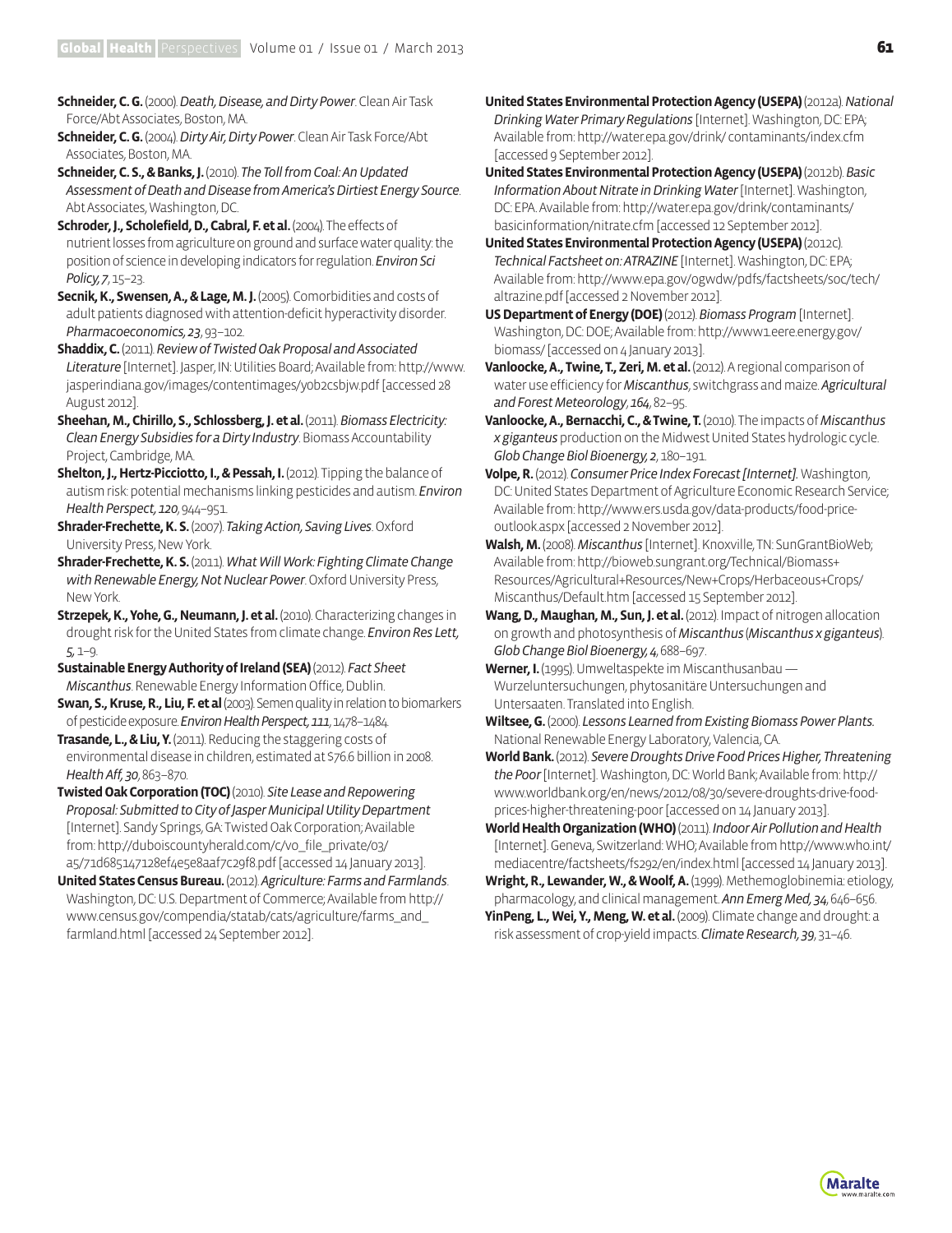**Schneider, C. G.** (2000). *Death, Disease, and Dirty Power*. Clean Air Task Force/Abt Associates, Boston, MA.

**Schneider, C. G.** (2004). *Dirty Air, Dirty Power*. Clean Air Task Force/Abt Associates, Boston, MA.

**Schneider, C. S., & Banks, J.** (2010). *The Toll from Coal: An Updated Assessment of Death and Disease from America's Dirtiest Energy Source*. Abt Associates, Washington, DC.

**Schroder, J., Scholefield, D., Cabral, F. et al.** (2004). The effects of nutrient losses from agriculture on ground and surface water quality: the position of science in developing indicators for regulation. *Environ Sci Policy, 7*, 15–23.

**Secnik, K., Swensen, A., & Lage, M. J.** (2005). Comorbidities and costs of adult patients diagnosed with attention-deficit hyperactivity disorder. *Pharmacoeconomics, 23*, 93–102.

**Shaddix, C.** (2011). *Review of Twisted Oak Proposal and Associated Literature* [Internet]. Jasper, IN: Utilities Board; Available from: http://www.jasperindiana.gov/images/contentimages/y0b2csbjw.pdf [accessed 28 August 2012].

**Sheehan, M., Chirillo, S., Schlossberg, J. et al.** (2011). *Biomass Electricity: Clean Energy Subsidies for a Dirty Industry*. Biomass Accountability Project, Cambridge, MA.

**Shelton, J., Hertz-Picciotto, I., & Pessah, I.** (2012). Tipping the balance of autism risk: potential mechanisms linking pesticides and autism. *Environ Health Perspect, 120*, 944–951.

**Shrader-Frechette, K. S.** (2007). *Taking Action, Saving Lives*. Oxford University Press, New York.

**Shrader-Frechette, K. S.** (2011). *What Will Work: Fighting Climate Change with Renewable Energy, Not Nuclear Power*. Oxford University Press, New York.

**Strzepek, K., Yohe, G., Neumann, J. et al.** (2010). Characterizing changes in drought risk for the United States from climate change. *Environ Res Lett, 5*, 1–9.

**Sustainable Energy Authority of Ireland (SEA)** (2012). *Fact Sheet Miscanthus*. Renewable Energy Information Office, Dublin.

**Swan, S., Kruse, R., Liu, F. et al** (2003). Semen quality in relation to biomarkers of pesticide exposure. *Environ Health Perspect, 111*, 1478–1484.

**Trasande, L., & Liu, Y.** (2011). Reducing the staggering costs of environmental disease in children, estimated at $76.6 billion in 2008. *Health Aff, 30*, 863–870.

**Twisted Oak Corporation (TOC)** (2010). *Site Lease and Repowering Proposal: Submitted to City of Jasper Municipal Utility Department* [Internet]. Sandy Springs, GA: Twisted Oak Corporation; Available from: http://duboiscountyherald.com/c/v0_file_private/03/a5/71d685147128ef4e5e8aaf7c29f8.pdf [accessed 14 January 2013].

**United States Census Bureau.** (2012). *Agriculture: Farms and Farmlands*. Washington, DC: U.S. Department of Commerce; Available from http://www.census.gov/compendia/statab/cats/agriculture/farms_and_farmland.html [accessed 24 September 2012].

**United States Environmental Protection Agency (USEPA)** (2012a). *National Drinking Water Primary Regulations* [Internet]. Washington, DC: EPA; Available from: http://water.epa.gov/drink/ contaminants/index.cfm [accessed 9 September 2012].

**United States Environmental Protection Agency (USEPA)** (2012b). *Basic Information About Nitrate in Drinking Water* [Internet]. Washington, DC: EPA. Available from: http://water.epa.gov/drink/contaminants/basicinformation/nitrate.cfm [accessed 12 September 2012].

**United States Environmental Protection Agency (USEPA)** (2012c). *Technical Factsheet on: ATRAZINE* [Internet]. Washington, DC: EPA; Available from: http://www.epa.gov/ogwdw/pdfs/factsheets/soc/tech/altrazine.pdf [accessed 2 November 2012].

**US Department of Energy (DOE)** (2012). *Biomass Program* [Internet]. Washington, DC: DOE; Available from: http://www1.eere.energy.gov/biomass/ [accessed on 4 January 2013].

**Vanloocke, A., Twine, T., Zeri, M. et al.** (2012). A regional comparison of water use efficiency for *Miscanthus*, switchgrass and maize. *Agricultural and Forest Meteorology, 164*, 82–95.

**Vanloocke, A., Bernacchi, C., & Twine, T.** (2010). The impacts of *Miscanthus x giganteus* production on the Midwest United States hydrologic cycle. *Glob Change Biol Bioenergy, 2*, 180–191.

**Volpe, R.** (2012). *Consumer Price Index Forecast [Internet]*. Washington, DC: United States Department of Agriculture Economic Research Service; Available from: http://www.ers.usda.gov/data-products/food-price-outlook.aspx [accessed 2 November 2012].

**Walsh, M.** (2008). *Miscanthus* [Internet]. Knoxville, TN: SunGrantBioWeb; Available from: http://bioweb.sungrant.org/Technical/Biomass+Resources/Agricultural+Resources/New+Crops/Herbaceous+Crops/Miscanthus/Default.htm [accessed 15 September 2012].

**Wang, D., Maughan, M., Sun, J. et al.** (2012). Impact of nitrogen allocation on growth and photosynthesis of *Miscanthus* (*Miscanthus x giganteus*). *Glob Change Biol Bioenergy, 4*, 688–697.

**Werner, I.** (1995). Umweltaspekte im Miscanthusanbau — Wurzeluntersuchungen, phytosanitäre Untersuchungen and Untersaaten. Translated into English.

**Wiltsee, G.** (2000). *Lessons Learned from Existing Biomass Power Plants*. National Renewable Energy Laboratory, Valencia, CA.

**World Bank.** (2012). *Severe Droughts Drive Food Prices Higher, Threatening the Poor* [Internet]. Washington, DC: World Bank; Available from: http://www.worldbank.org/en/news/2012/08/30/severe-droughts-drive-food-prices-higher-threatening-poor [accessed on 14 January 2013].

**World Health Organization (WHO)** (2011). *Indoor Air Pollution and Health* [Internet]. Geneva, Switzerland: WHO; Available from http://www.who.int/mediacentre/factsheets/fs292/en/index.html [accessed 14 January 2013].

**Wright, R., Lewander, W., & Woolf, A.** (1999). Methemoglobinemia: etiology, pharmacology, and clinical management. *Ann Emerg Med, 34*, 646–656.

**YinPeng, L., Wei, Y., Meng, W. et al.** (2009). Climate change and drought: a risk assessment of crop-yield impacts. *Climate Research, 39*, 31–46.